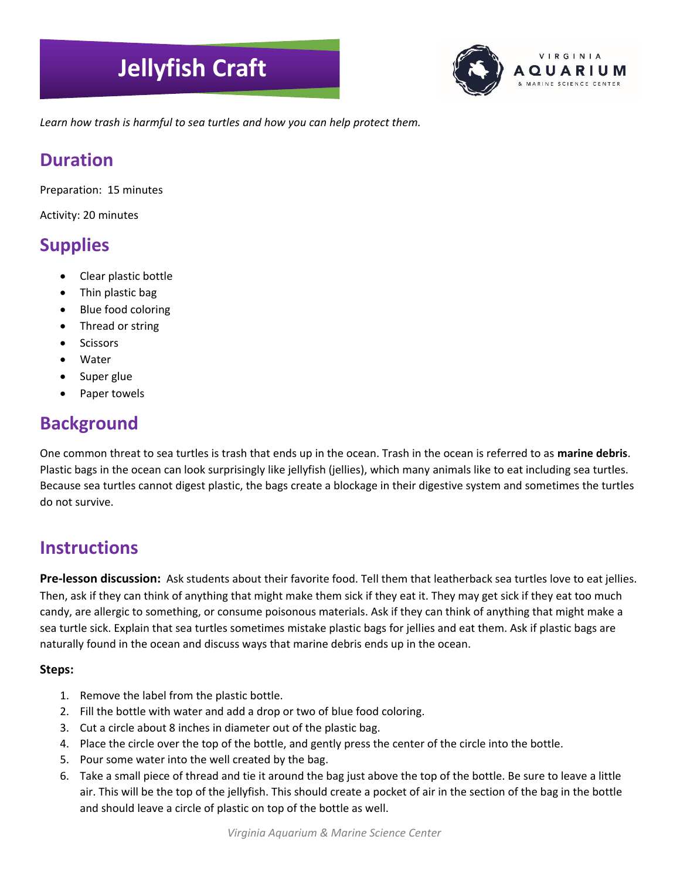# Jellyfish Craft

*Learn how trash is harmful to sea turtles and how you can help protect them.*

## Duration

Preparation: 15 minutes

Activity: 20 minutes

## Supplies

- Clear plastic bottle
- Thin plastic bag
- Blue food coloring
- Thread or string
- Scissors
- Water
- Super glue
- Paper towels

## Background

One common threat to sea turtles is trash that ends up in the ocean. Trash in the ocean is referred to as **marine debris**. Plastic bags in the ocean can look surprisingly like jellyfish (jellies), which many animals like to eat including sea turtles. Because sea turtles cannot digest plastic, the bags create a blockage in their digestive system and sometimes the turtles do not survive.

## Instructions

**Pre-lesson discussion:** Ask students about their favorite food. Tell them that leatherback sea turtles love to eat jellies. Then, ask if they can think of anything that might make them sick if they eat it. They may get sick if they eat too much candy, are allergic to something, or consume poisonous materials. Ask if they can think of anything that might make a sea turtle sick. Explain that sea turtles sometimes mistake plastic bags for jellies and eat them. Ask if plastic bags are naturally found in the ocean and discuss ways that marine debris ends up in the ocean.

**Steps:**

1. Remove the label from the plastic bottle.
2. Fill the bottle with water and add a drop or two of blue food coloring.
3. Cut a circle about 8 inches in diameter out of the plastic bag.
4. Place the circle over the top of the bottle, and gently press the center of the circle into the bottle.
5. Pour some water into the well created by the bag.
6. Take a small piece of thread and tie it around the bag just above the top of the bottle. Be sure to leave a little air. This will be the top of the jellyfish. This should create a pocket of air in the section of the bag in the bottle and should leave a circle of plastic on top of the bottle as well.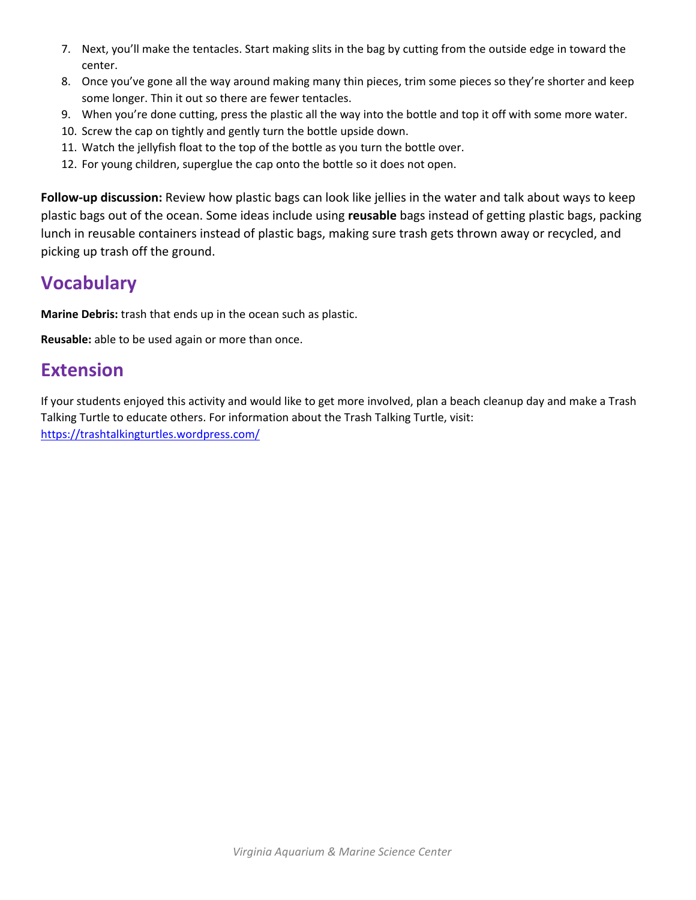7. Next, you'll make the tentacles. Start making slits in the bag by cutting from the outside edge in toward the center.
8. Once you've gone all the way around making many thin pieces, trim some pieces so they're shorter and keep some longer. Thin it out so there are fewer tentacles.
9. When you're done cutting, press the plastic all the way into the bottle and top it off with some more water.
10. Screw the cap on tightly and gently turn the bottle upside down.
11. Watch the jellyfish float to the top of the bottle as you turn the bottle over.
12. For young children, superglue the cap onto the bottle so it does not open.

**Follow-up discussion:** Review how plastic bags can look like jellies in the water and talk about ways to keep plastic bags out of the ocean. Some ideas include using **reusable** bags instead of getting plastic bags, packing lunch in reusable containers instead of plastic bags, making sure trash gets thrown away or recycled, and picking up trash off the ground.

## Vocabulary

**Marine Debris:** trash that ends up in the ocean such as plastic.

**Reusable:** able to be used again or more than once.

## Extension

If your students enjoyed this activity and would like to get more involved, plan a beach cleanup day and make a Trash Talking Turtle to educate others. For information about the Trash Talking Turtle, visit: https://trashtalkingturtles.wordpress.com/